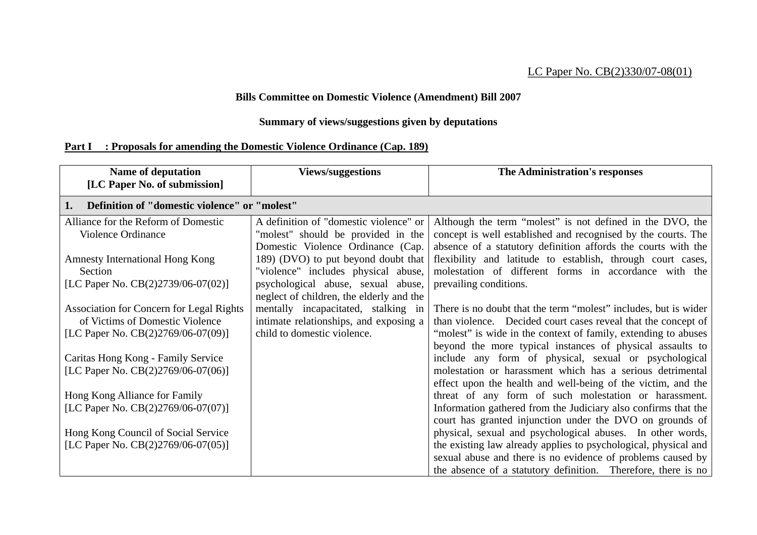LC Paper No. CB(2)330/07-08(01)

## Bills Committee on Domestic Violence (Amendment) Bill 2007

### Summary of views/suggestions given by deputations

**Part I : Proposals for amending the Domestic Violence Ordinance (Cap. 189)**

| Name of deputation [LC Paper No. of submission] | Views/suggestions | The Administration's responses |
|---|---|---|
| **1. Definition of "domestic violence" or "molest"** | | |
| Alliance for the Reform of Domestic Violence Ordinance<br><br>Amnesty International Hong Kong Section [LC Paper No. CB(2)2739/06-07(02)]<br><br>Association for Concern for Legal Rights of Victims of Domestic Violence [LC Paper No. CB(2)2769/06-07(09)]<br><br>Caritas Hong Kong - Family Service [LC Paper No. CB(2)2769/06-07(06)]<br><br>Hong Kong Alliance for Family [LC Paper No. CB(2)2769/06-07(07)]<br><br>Hong Kong Council of Social Service [LC Paper No. CB(2)2769/06-07(05)] | A definition of "domestic violence" or "molest" should be provided in the Domestic Violence Ordinance (Cap. 189) (DVO) to put beyond doubt that "violence" includes physical abuse, psychological abuse, sexual abuse, neglect of children, the elderly and the mentally incapacitated, stalking in intimate relationships, and exposing a child to domestic violence. | Although the term "molest" is not defined in the DVO, the concept is well established and recognised by the courts. The absence of a statutory definition affords the courts with the flexibility and latitude to establish, through court cases, molestation of different forms in accordance with the prevailing conditions.<br><br>There is no doubt that the term "molest" includes, but is wider than violence. Decided court cases reveal that the concept of "molest" is wide in the context of family, extending to abuses beyond the more typical instances of physical assaults to include any form of physical, sexual or psychological molestation or harassment which has a serious detrimental effect upon the health and well-being of the victim, and the threat of any form of such molestation or harassment. Information gathered from the Judiciary also confirms that the court has granted injunction under the DVO on grounds of physical, sexual and psychological abuses. In other words, the existing law already applies to psychological, physical and sexual abuse and there is no evidence of problems caused by the absence of a statutory definition. Therefore, there is no |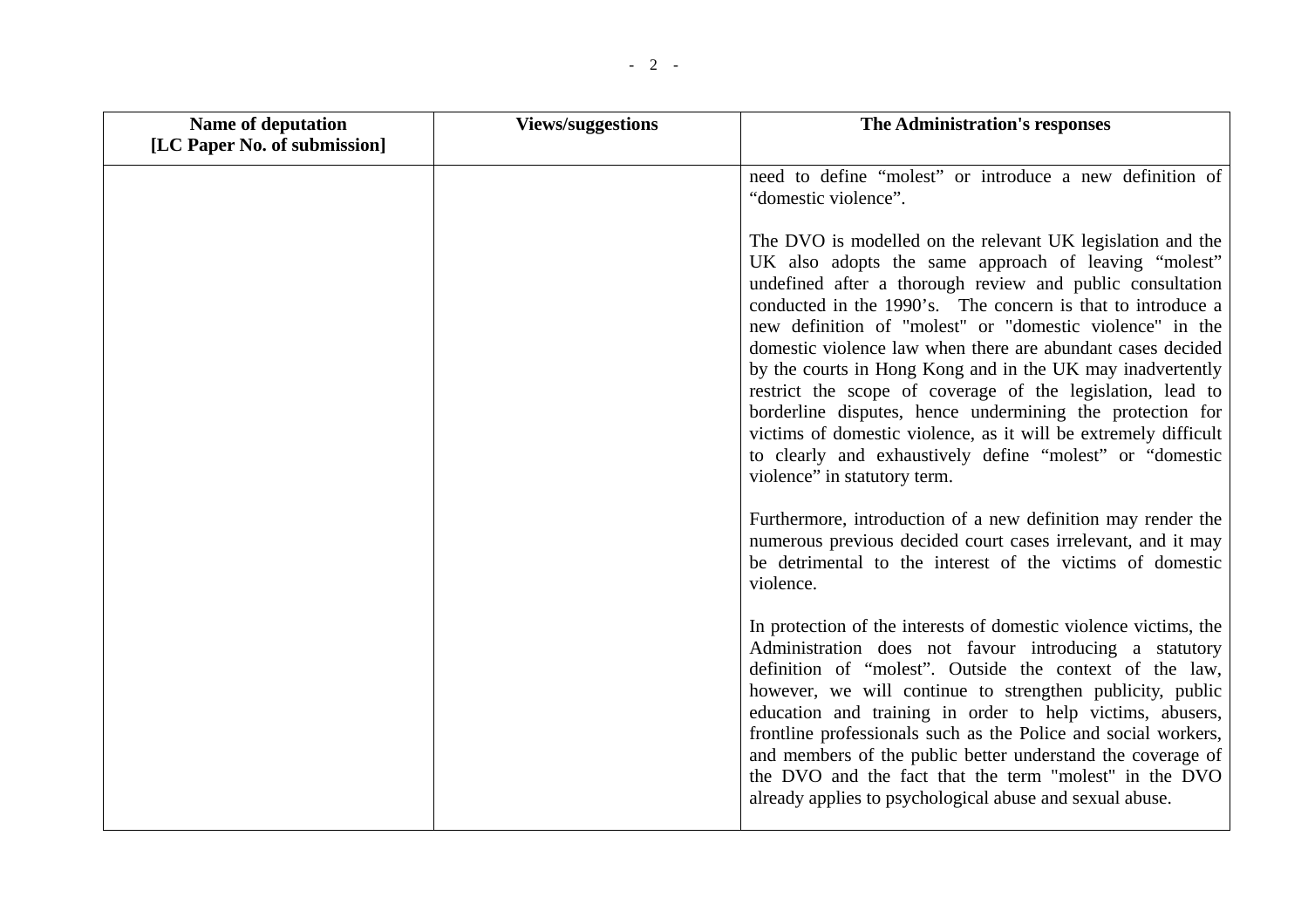| Name of deputation [LC Paper No. of submission] | Views/suggestions | The Administration's responses |
|---|---|---|
| | | need to define “molest” or introduce a new definition of “domestic violence”.<br><br>The DVO is modelled on the relevant UK legislation and the UK also adopts the same approach of leaving “molest” undefined after a thorough review and public consultation conducted in the 1990’s. The concern is that to introduce a new definition of "molest" or "domestic violence" in the domestic violence law when there are abundant cases decided by the courts in Hong Kong and in the UK may inadvertently restrict the scope of coverage of the legislation, lead to borderline disputes, hence undermining the protection for victims of domestic violence, as it will be extremely difficult to clearly and exhaustively define “molest” or “domestic violence” in statutory term.<br><br>Furthermore, introduction of a new definition may render the numerous previous decided court cases irrelevant, and it may be detrimental to the interest of the victims of domestic violence.<br><br>In protection of the interests of domestic violence victims, the Administration does not favour introducing a statutory definition of “molest”. Outside the context of the law, however, we will continue to strengthen publicity, public education and training in order to help victims, abusers, frontline professionals such as the Police and social workers, and members of the public better understand the coverage of the DVO and the fact that the term "molest" in the DVO already applies to psychological abuse and sexual abuse. |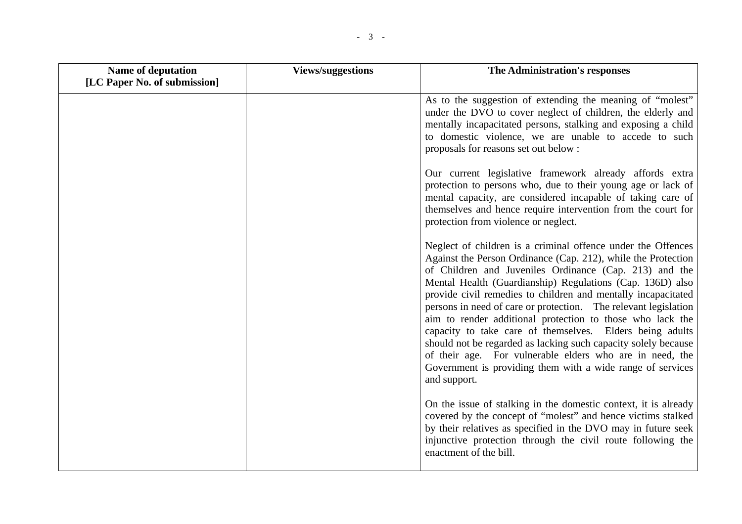| Name of deputation [LC Paper No. of submission] | Views/suggestions | The Administration's responses |
|---|---|---|
| | | As to the suggestion of extending the meaning of "molest" under the DVO to cover neglect of children, the elderly and mentally incapacitated persons, stalking and exposing a child to domestic violence, we are unable to accede to such proposals for reasons set out below :<br><br>Our current legislative framework already affords extra protection to persons who, due to their young age or lack of mental capacity, are considered incapable of taking care of themselves and hence require intervention from the court for protection from violence or neglect.<br><br>Neglect of children is a criminal offence under the Offences Against the Person Ordinance (Cap. 212), while the Protection of Children and Juveniles Ordinance (Cap. 213) and the Mental Health (Guardianship) Regulations (Cap. 136D) also provide civil remedies to children and mentally incapacitated persons in need of care or protection. The relevant legislation aim to render additional protection to those who lack the capacity to take care of themselves. Elders being adults should not be regarded as lacking such capacity solely because of their age. For vulnerable elders who are in need, the Government is providing them with a wide range of services and support.<br><br>On the issue of stalking in the domestic context, it is already covered by the concept of "molest" and hence victims stalked by their relatives as specified in the DVO may in future seek injunctive protection through the civil route following the enactment of the bill. |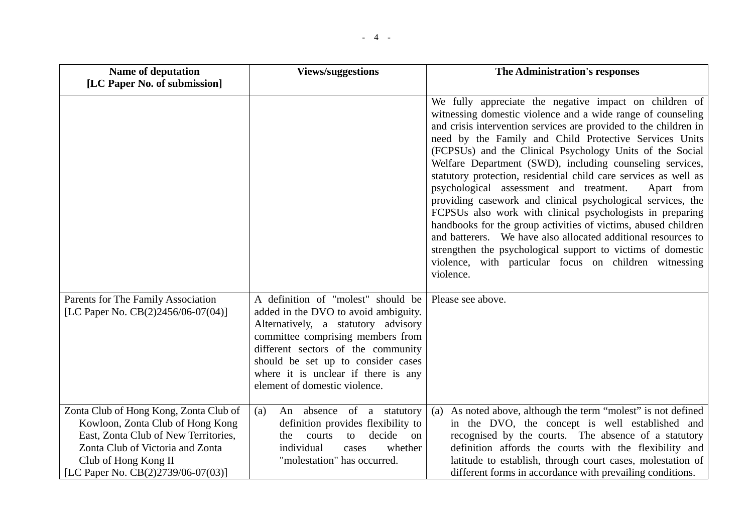| Name of deputation [LC Paper No. of submission] | Views/suggestions | The Administration's responses |
|---|---|---|
| | | We fully appreciate the negative impact on children of witnessing domestic violence and a wide range of counseling and crisis intervention services are provided to the children in need by the Family and Child Protective Services Units (FCPSUs) and the Clinical Psychology Units of the Social Welfare Department (SWD), including counseling services, statutory protection, residential child care services as well as psychological assessment and treatment. Apart from providing casework and clinical psychological services, the FCPSUs also work with clinical psychologists in preparing handbooks for the group activities of victims, abused children and batterers. We have also allocated additional resources to strengthen the psychological support to victims of domestic violence, with particular focus on children witnessing violence. |
| Parents for The Family Association [LC Paper No. CB(2)2456/06-07(04)] | A definition of "molest" should be added in the DVO to avoid ambiguity. Alternatively, a statutory advisory committee comprising members from different sectors of the community should be set up to consider cases where it is unclear if there is any element of domestic violence. | Please see above. |
| Zonta Club of Hong Kong, Zonta Club of Kowloon, Zonta Club of Hong Kong East, Zonta Club of New Territories, Zonta Club of Victoria and Zonta Club of Hong Kong II [LC Paper No. CB(2)2739/06-07(03)] | (a) An absence of a statutory definition provides flexibility to the courts to decide on individual cases whether "molestation" has occurred. | (a) As noted above, although the term "molest" is not defined in the DVO, the concept is well established and recognised by the courts. The absence of a statutory definition affords the courts with the flexibility and latitude to establish, through court cases, molestation of different forms in accordance with prevailing conditions. |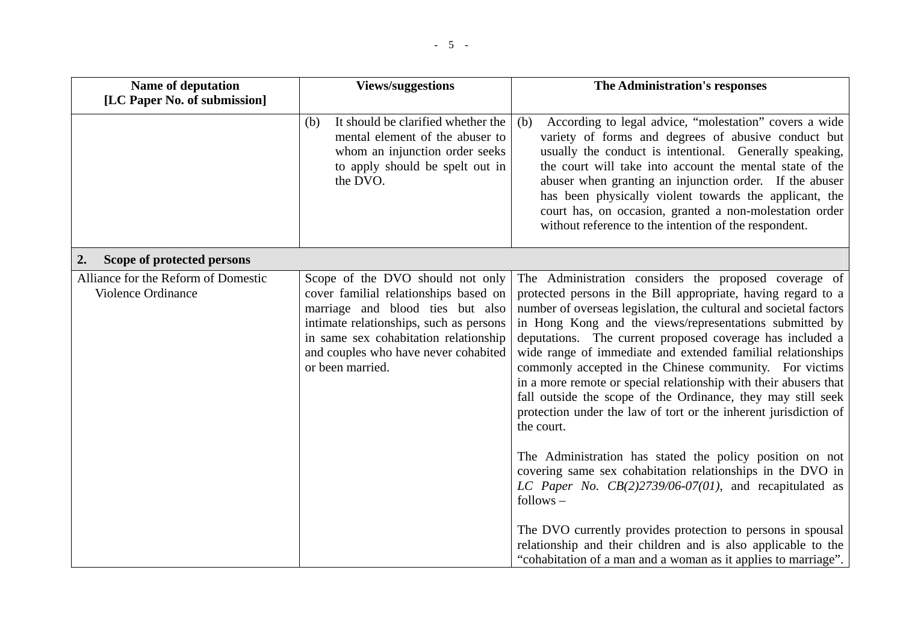| Name of deputation [LC Paper No. of submission] | Views/suggestions | The Administration's responses |
|---|---|---|
| | (b) It should be clarified whether the mental element of the abuser to whom an injunction order seeks to apply should be spelt out in the DVO. | (b) According to legal advice, "molestation" covers a wide variety of forms and degrees of abusive conduct but usually the conduct is intentional. Generally speaking, the court will take into account the mental state of the abuser when granting an injunction order. If the abuser has been physically violent towards the applicant, the court has, on occasion, granted a non-molestation order without reference to the intention of the respondent. |
| **2. Scope of protected persons** | | |
| Alliance for the Reform of Domestic Violence Ordinance | Scope of the DVO should not only cover familial relationships based on marriage and blood ties but also intimate relationships, such as persons in same sex cohabitation relationship and couples who have never cohabited or been married. | The Administration considers the proposed coverage of protected persons in the Bill appropriate, having regard to a number of overseas legislation, the cultural and societal factors in Hong Kong and the views/representations submitted by deputations. The current proposed coverage has included a wide range of immediate and extended familial relationships commonly accepted in the Chinese community. For victims in a more remote or special relationship with their abusers that fall outside the scope of the Ordinance, they may still seek protection under the law of tort or the inherent jurisdiction of the court.<br><br>The Administration has stated the policy position on not covering same sex cohabitation relationships in the DVO in *LC Paper No. CB(2)2739/06-07(01)*, and recapitulated as follows –<br><br>The DVO currently provides protection to persons in spousal relationship and their children and is also applicable to the "cohabitation of a man and a woman as it applies to marriage". |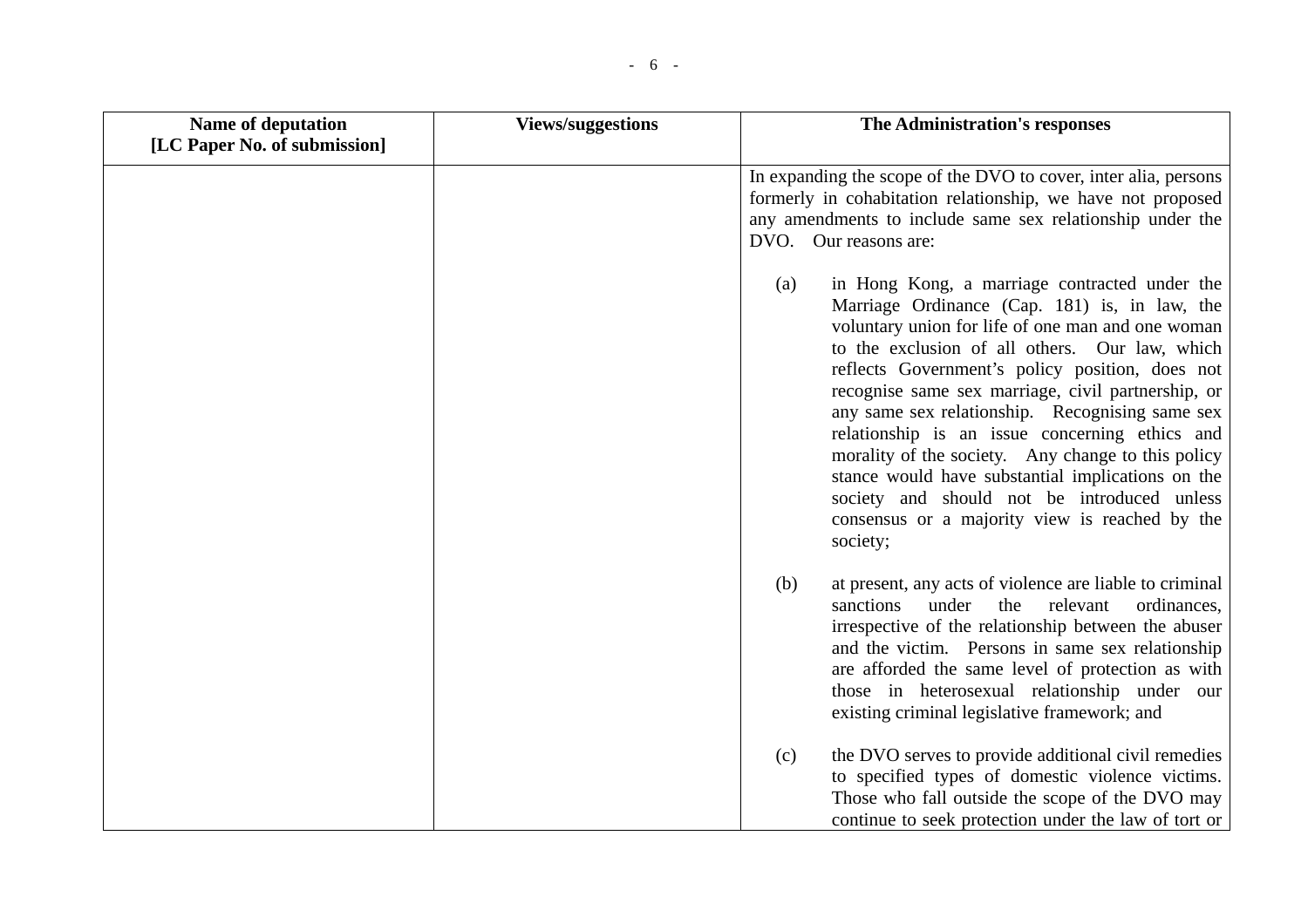| Name of deputation [LC Paper No. of submission] | Views/suggestions | The Administration's responses |
|---|---|---|
| | | In expanding the scope of the DVO to cover, inter alia, persons formerly in cohabitation relationship, we have not proposed any amendments to include same sex relationship under the DVO. Our reasons are:<br><br>(a) in Hong Kong, a marriage contracted under the Marriage Ordinance (Cap. 181) is, in law, the voluntary union for life of one man and one woman to the exclusion of all others. Our law, which reflects Government's policy position, does not recognise same sex marriage, civil partnership, or any same sex relationship. Recognising same sex relationship is an issue concerning ethics and morality of the society. Any change to this policy stance would have substantial implications on the society and should not be introduced unless consensus or a majority view is reached by the society;<br><br>(b) at present, any acts of violence are liable to criminal sanctions under the relevant ordinances, irrespective of the relationship between the abuser and the victim. Persons in same sex relationship are afforded the same level of protection as with those in heterosexual relationship under our existing criminal legislative framework; and<br><br>(c) the DVO serves to provide additional civil remedies to specified types of domestic violence victims. Those who fall outside the scope of the DVO may continue to seek protection under the law of tort or |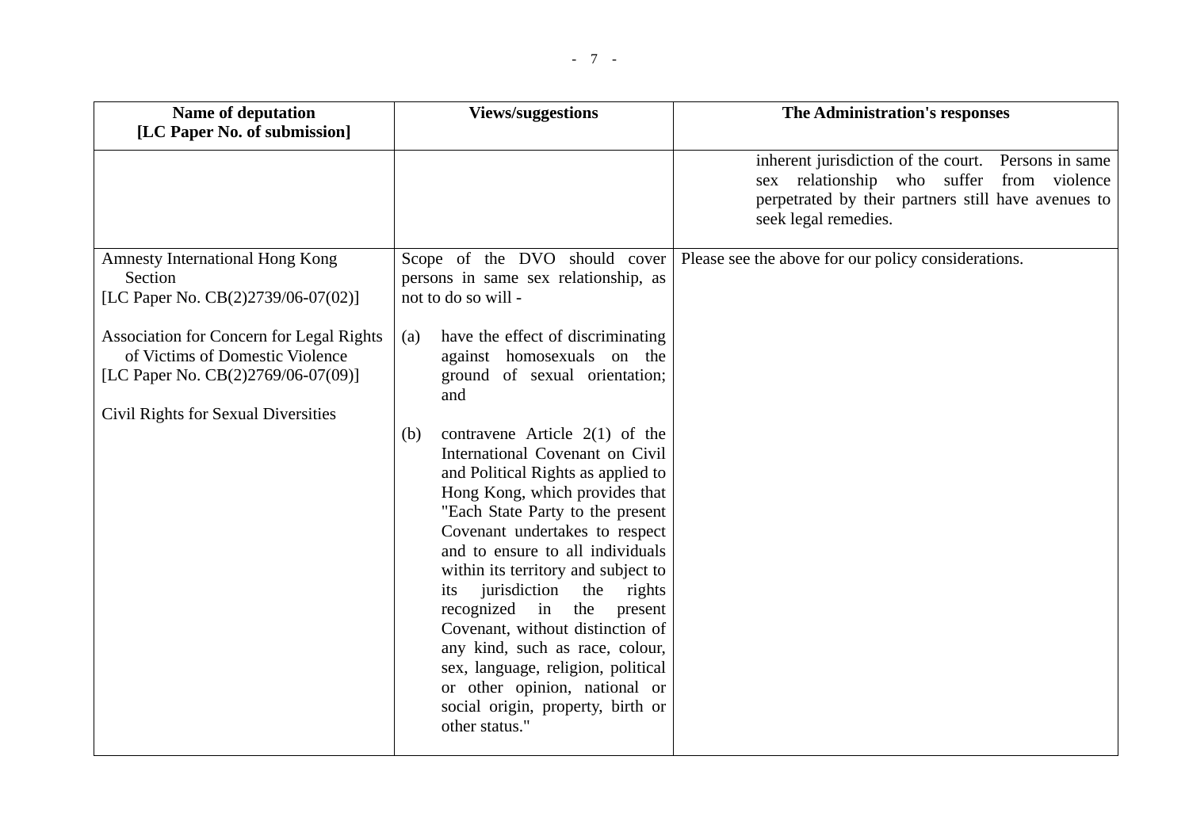| Name of deputation [LC Paper No. of submission] | Views/suggestions | The Administration's responses |
|---|---|---|
| | | inherent jurisdiction of the court. Persons in same sex relationship who suffer from violence perpetrated by their partners still have avenues to seek legal remedies. |
| Amnesty International Hong Kong Section [LC Paper No. CB(2)2739/06-07(02)]<br><br>Association for Concern for Legal Rights of Victims of Domestic Violence [LC Paper No. CB(2)2769/06-07(09)]<br><br>Civil Rights for Sexual Diversities | Scope of the DVO should cover persons in same sex relationship, as not to do so will -<br><br>(a) have the effect of discriminating against homosexuals on the ground of sexual orientation; and<br><br>(b) contravene Article 2(1) of the International Covenant on Civil and Political Rights as applied to Hong Kong, which provides that "Each State Party to the present Covenant undertakes to respect and to ensure to all individuals within its territory and subject to its jurisdiction the rights recognized in the present Covenant, without distinction of any kind, such as race, colour, sex, language, religion, political or other opinion, national or social origin, property, birth or other status." | Please see the above for our policy considerations. |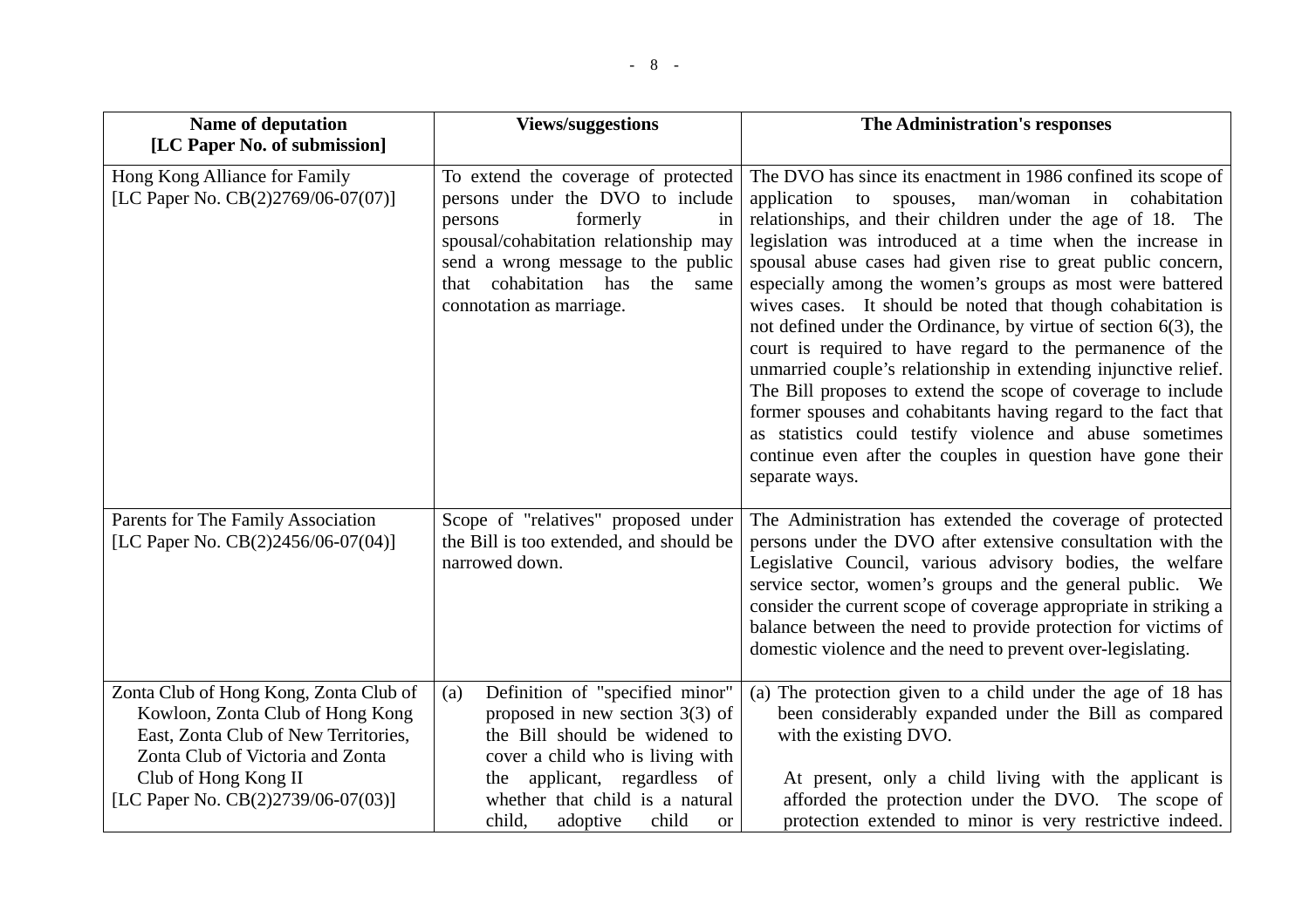| Name of deputation [LC Paper No. of submission] | Views/suggestions | The Administration's responses |
|---|---|---|
| Hong Kong Alliance for Family [LC Paper No. CB(2)2769/06-07(07)] | To extend the coverage of protected persons under the DVO to include persons formerly in spousal/cohabitation relationship may send a wrong message to the public that cohabitation has the same connotation as marriage. | The DVO has since its enactment in 1986 confined its scope of application to spouses, man/woman in cohabitation relationships, and their children under the age of 18. The legislation was introduced at a time when the increase in spousal abuse cases had given rise to great public concern, especially among the women's groups as most were battered wives cases. It should be noted that though cohabitation is not defined under the Ordinance, by virtue of section 6(3), the court is required to have regard to the permanence of the unmarried couple's relationship in extending injunctive relief. The Bill proposes to extend the scope of coverage to include former spouses and cohabitants having regard to the fact that as statistics could testify violence and abuse sometimes continue even after the couples in question have gone their separate ways. |
| Parents for The Family Association [LC Paper No. CB(2)2456/06-07(04)] | Scope of "relatives" proposed under the Bill is too extended, and should be narrowed down. | The Administration has extended the coverage of protected persons under the DVO after extensive consultation with the Legislative Council, various advisory bodies, the welfare service sector, women's groups and the general public. We consider the current scope of coverage appropriate in striking a balance between the need to provide protection for victims of domestic violence and the need to prevent over-legislating. |
| Zonta Club of Hong Kong, Zonta Club of Kowloon, Zonta Club of Hong Kong East, Zonta Club of New Territories, Zonta Club of Victoria and Zonta Club of Hong Kong II [LC Paper No. CB(2)2739/06-07(03)] | (a) Definition of "specified minor" proposed in new section 3(3) of the Bill should be widened to cover a child who is living with the applicant, regardless of whether that child is a natural child, adoptive child or | (a) The protection given to a child under the age of 18 has been considerably expanded under the Bill as compared with the existing DVO.<br><br>At present, only a child living with the applicant is afforded the protection under the DVO. The scope of protection extended to minor is very restrictive indeed. |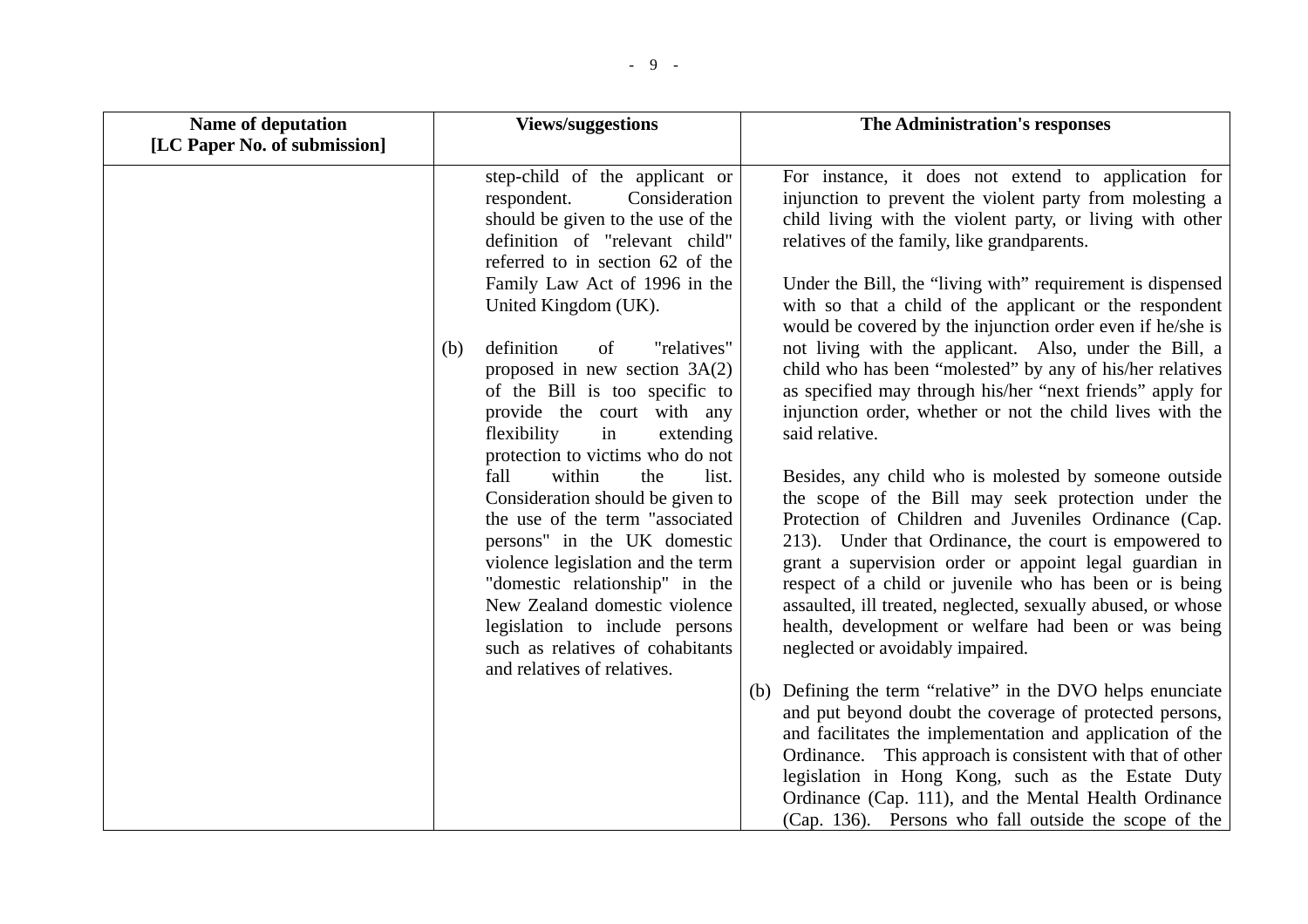| Name of deputation [LC Paper No. of submission] | Views/suggestions | The Administration's responses |
|---|---|---|
| | step-child of the applicant or respondent. Consideration should be given to the use of the definition of "relevant child" referred to in section 62 of the Family Law Act of 1996 in the United Kingdom (UK).<br><br>(b) definition of "relatives" proposed in new section 3A(2) of the Bill is too specific to provide the court with any flexibility in extending protection to victims who do not fall within the list. Consideration should be given to the use of the term "associated persons" in the UK domestic violence legislation and the term "domestic relationship" in the New Zealand domestic violence legislation to include persons such as relatives of cohabitants and relatives of relatives. | For instance, it does not extend to application for injunction to prevent the violent party from molesting a child living with the violent party, or living with other relatives of the family, like grandparents.<br><br>Under the Bill, the "living with" requirement is dispensed with so that a child of the applicant or the respondent would be covered by the injunction order even if he/she is not living with the applicant. Also, under the Bill, a child who has been "molested" by any of his/her relatives as specified may through his/her "next friends" apply for injunction order, whether or not the child lives with the said relative.<br><br>Besides, any child who is molested by someone outside the scope of the Bill may seek protection under the Protection of Children and Juveniles Ordinance (Cap. 213). Under that Ordinance, the court is empowered to grant a supervision order or appoint legal guardian in respect of a child or juvenile who has been or is being assaulted, ill treated, neglected, sexually abused, or whose health, development or welfare had been or was being neglected or avoidably impaired.<br><br>(b) Defining the term "relative" in the DVO helps enunciate and put beyond doubt the coverage of protected persons, and facilitates the implementation and application of the Ordinance. This approach is consistent with that of other legislation in Hong Kong, such as the Estate Duty Ordinance (Cap. 111), and the Mental Health Ordinance (Cap. 136). Persons who fall outside the scope of the |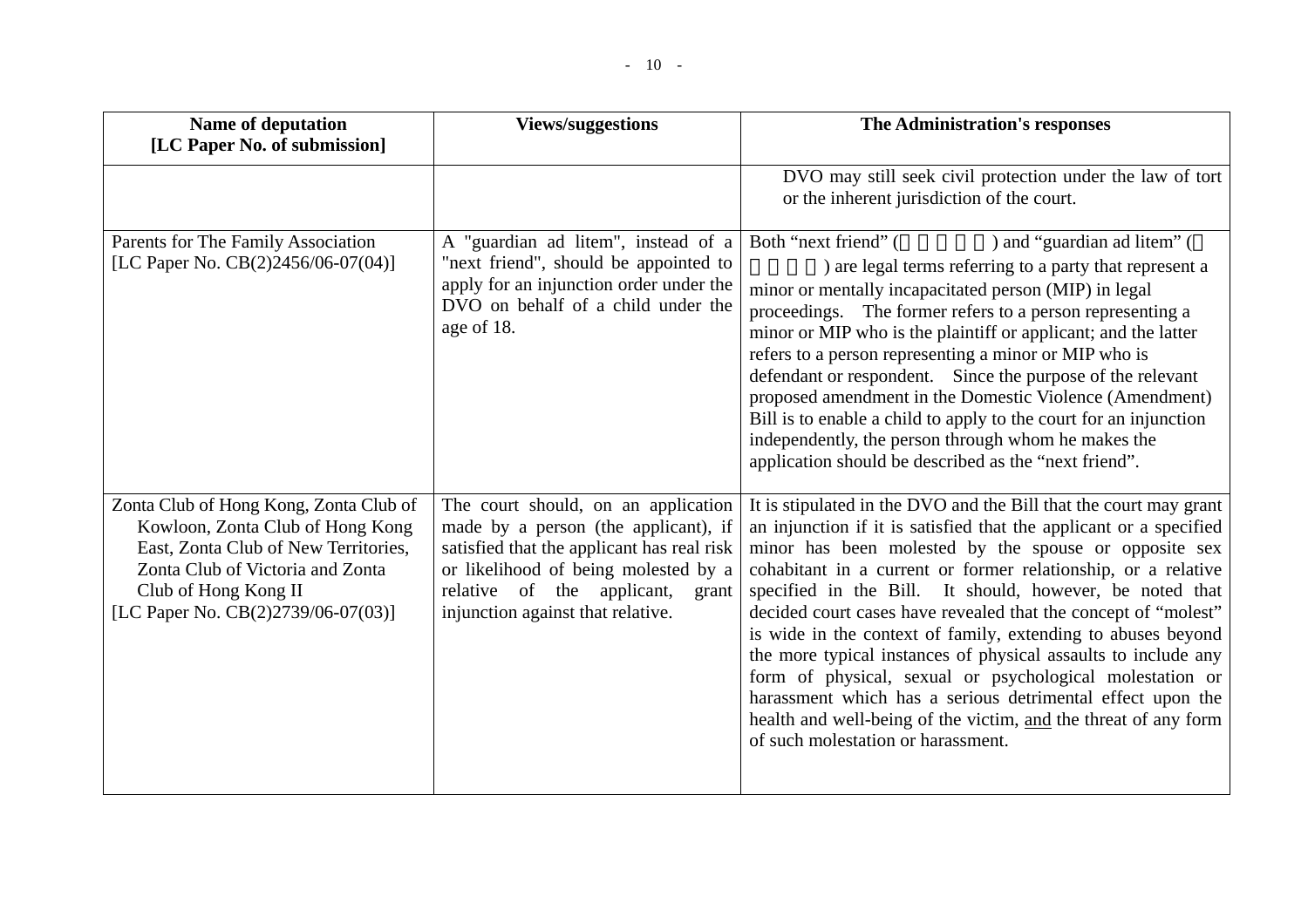| Name of deputation [LC Paper No. of submission] | Views/suggestions | The Administration's responses |
|---|---|---|
| | | DVO may still seek civil protection under the law of tort or the inherent jurisdiction of the court. |
| Parents for The Family Association [LC Paper No. CB(2)2456/06-07(04)] | A "guardian ad litem", instead of a "next friend", should be appointed to apply for an injunction order under the DVO on behalf of a child under the age of 18. | Both "next friend" (□□□□□) and "guardian ad litem" (□□□□□) are legal terms referring to a party that represent a minor or mentally incapacitated person (MIP) in legal proceedings. The former refers to a person representing a minor or MIP who is the plaintiff or applicant; and the latter refers to a person representing a minor or MIP who is defendant or respondent. Since the purpose of the relevant proposed amendment in the Domestic Violence (Amendment) Bill is to enable a child to apply to the court for an injunction independently, the person through whom he makes the application should be described as the "next friend". |
| Zonta Club of Hong Kong, Zonta Club of Kowloon, Zonta Club of Hong Kong East, Zonta Club of New Territories, Zonta Club of Victoria and Zonta Club of Hong Kong II [LC Paper No. CB(2)2739/06-07(03)] | The court should, on an application made by a person (the applicant), if satisfied that the applicant has real risk or likelihood of being molested by a relative of the applicant, grant injunction against that relative. | It is stipulated in the DVO and the Bill that the court may grant an injunction if it is satisfied that the applicant or a specified minor has been molested by the spouse or opposite sex cohabitant in a current or former relationship, or a relative specified in the Bill. It should, however, be noted that decided court cases have revealed that the concept of "molest" is wide in the context of family, extending to abuses beyond the more typical instances of physical assaults to include any form of physical, sexual or psychological molestation or harassment which has a serious detrimental effect upon the health and well-being of the victim, and the threat of any form of such molestation or harassment. |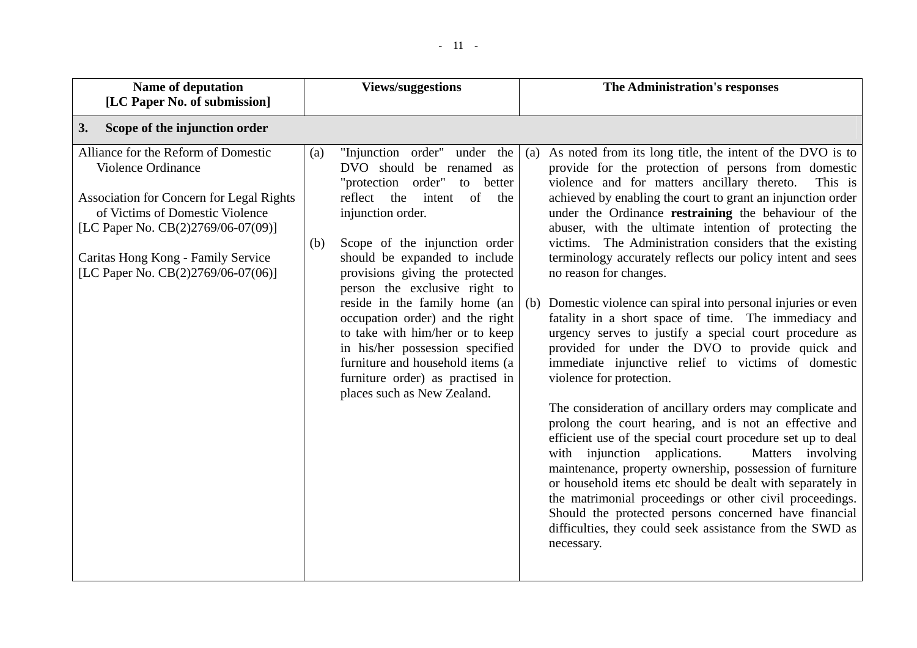| Name of deputation [LC Paper No. of submission] | Views/suggestions | The Administration's responses |
|---|---|---|
| **3. Scope of the injunction order** | | |
| Alliance for the Reform of Domestic Violence Ordinance<br><br>Association for Concern for Legal Rights of Victims of Domestic Violence [LC Paper No. CB(2)2769/06-07(09)]<br><br>Caritas Hong Kong - Family Service [LC Paper No. CB(2)2769/06-07(06)] | (a) "Injunction order" under the DVO should be renamed as "protection order" to better reflect the intent of the injunction order.<br><br>(b) Scope of the injunction order should be expanded to include provisions giving the protected person the exclusive right to reside in the family home (an occupation order) and the right to take with him/her or to keep in his/her possession specified furniture and household items (a furniture order) as practised in places such as New Zealand. | (a) As noted from its long title, the intent of the DVO is to provide for the protection of persons from domestic violence and for matters ancillary thereto. This is achieved by enabling the court to grant an injunction order under the Ordinance **restraining** the behaviour of the abuser, with the ultimate intention of protecting the victims. The Administration considers that the existing terminology accurately reflects our policy intent and sees no reason for changes.<br><br>(b) Domestic violence can spiral into personal injuries or even fatality in a short space of time. The immediacy and urgency serves to justify a special court procedure as provided for under the DVO to provide quick and immediate injunctive relief to victims of domestic violence for protection.<br><br>The consideration of ancillary orders may complicate and prolong the court hearing, and is not an effective and efficient use of the special court procedure set up to deal with injunction applications. Matters involving maintenance, property ownership, possession of furniture or household items etc should be dealt with separately in the matrimonial proceedings or other civil proceedings. Should the protected persons concerned have financial difficulties, they could seek assistance from the SWD as necessary. |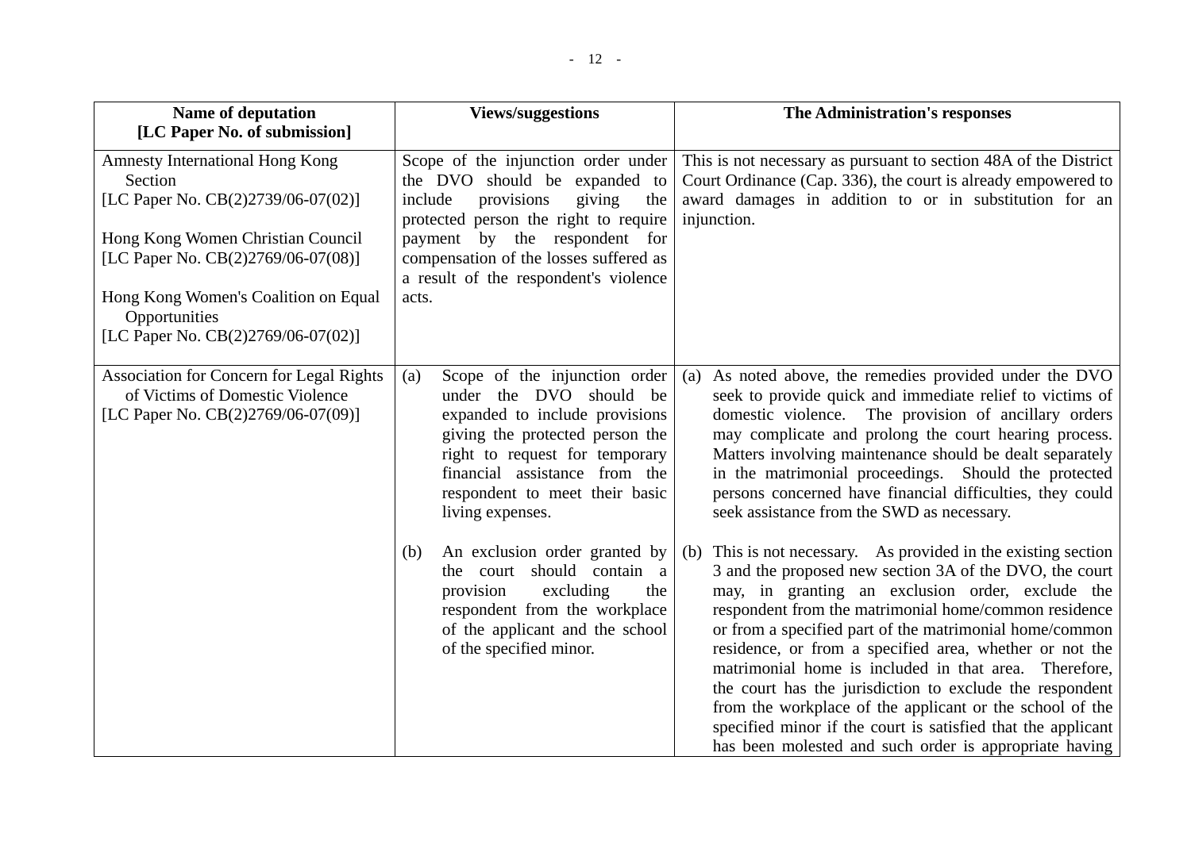| Name of deputation [LC Paper No. of submission] | Views/suggestions | The Administration's responses |
|---|---|---|
| Amnesty International Hong Kong Section [LC Paper No. CB(2)2739/06-07(02)]<br><br>Hong Kong Women Christian Council [LC Paper No. CB(2)2769/06-07(08)]<br><br>Hong Kong Women's Coalition on Equal Opportunities [LC Paper No. CB(2)2769/06-07(02)] | Scope of the injunction order under the DVO should be expanded to include provisions giving the protected person the right to require payment by the respondent for compensation of the losses suffered as a result of the respondent's violence acts. | This is not necessary as pursuant to section 48A of the District Court Ordinance (Cap. 336), the court is already empowered to award damages in addition to or in substitution for an injunction. |
| Association for Concern for Legal Rights of Victims of Domestic Violence [LC Paper No. CB(2)2769/06-07(09)] | (a) Scope of the injunction order under the DVO should be expanded to include provisions giving the protected person the right to request for temporary financial assistance from the respondent to meet their basic living expenses.<br><br>(b) An exclusion order granted by the court should contain a provision excluding the respondent from the workplace of the applicant and the school of the specified minor. | (a) As noted above, the remedies provided under the DVO seek to provide quick and immediate relief to victims of domestic violence. The provision of ancillary orders may complicate and prolong the court hearing process. Matters involving maintenance should be dealt separately in the matrimonial proceedings. Should the protected persons concerned have financial difficulties, they could seek assistance from the SWD as necessary.<br><br>(b) This is not necessary. As provided in the existing section 3 and the proposed new section 3A of the DVO, the court may, in granting an exclusion order, exclude the respondent from the matrimonial home/common residence or from a specified part of the matrimonial home/common residence, or from a specified area, whether or not the matrimonial home is included in that area. Therefore, the court has the jurisdiction to exclude the respondent from the workplace of the applicant or the school of the specified minor if the court is satisfied that the applicant has been molested and such order is appropriate having |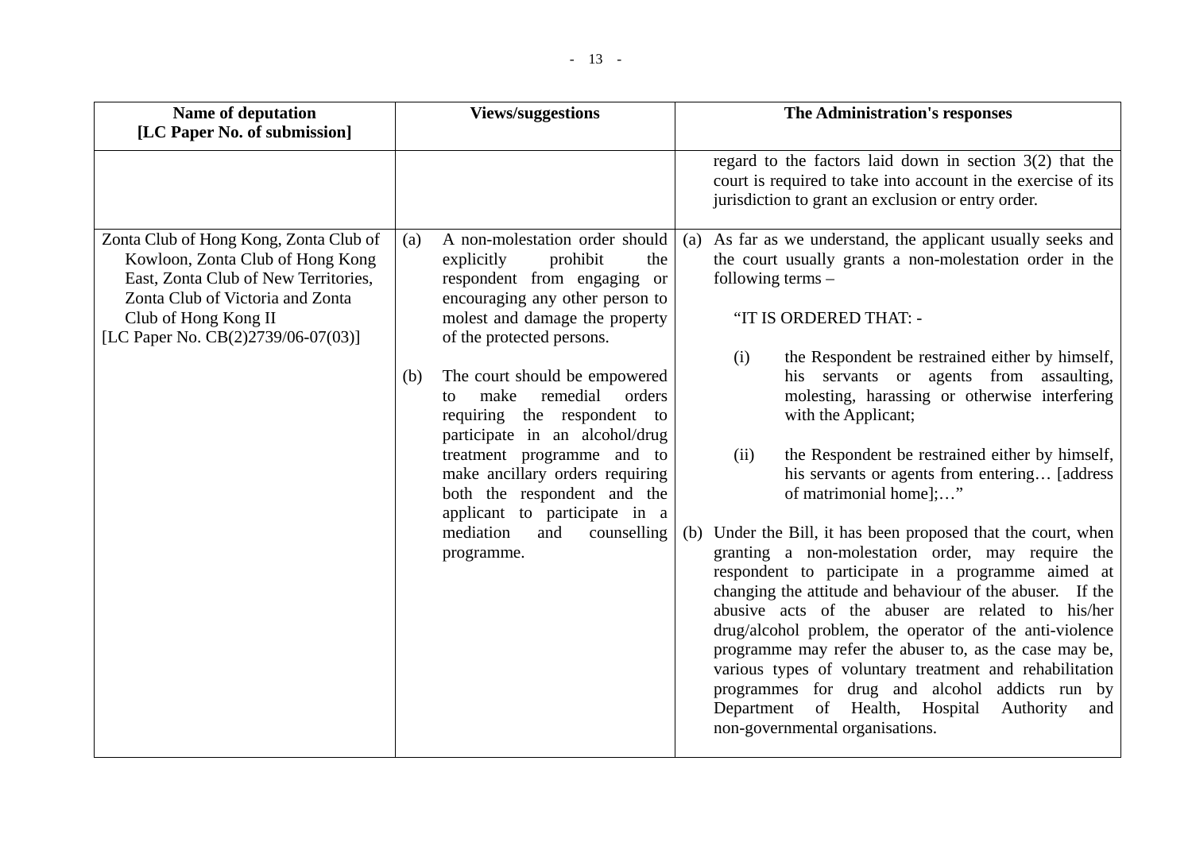| Name of deputation [LC Paper No. of submission] | Views/suggestions | The Administration's responses |
|---|---|---|
| | | regard to the factors laid down in section 3(2) that the court is required to take into account in the exercise of its jurisdiction to grant an exclusion or entry order. |
| Zonta Club of Hong Kong, Zonta Club of Kowloon, Zonta Club of Hong Kong East, Zonta Club of New Territories, Zonta Club of Victoria and Zonta Club of Hong Kong II [LC Paper No. CB(2)2739/06-07(03)] | (a) A non-molestation order should explicitly prohibit the respondent from engaging or encouraging any other person to molest and damage the property of the protected persons.<br><br>(b) The court should be empowered to make remedial orders requiring the respondent to participate in an alcohol/drug treatment programme and to make ancillary orders requiring both the respondent and the applicant to participate in a mediation and counselling programme. | (a) As far as we understand, the applicant usually seeks and the court usually grants a non-molestation order in the following terms –<br><br>"IT IS ORDERED THAT: -<br><br>(i) the Respondent be restrained either by himself, his servants or agents from assaulting, molesting, harassing or otherwise interfering with the Applicant;<br><br>(ii) the Respondent be restrained either by himself, his servants or agents from entering… [address of matrimonial home];…"<br><br>(b) Under the Bill, it has been proposed that the court, when granting a non-molestation order, may require the respondent to participate in a programme aimed at changing the attitude and behaviour of the abuser. If the abusive acts of the abuser are related to his/her drug/alcohol problem, the operator of the anti-violence programme may refer the abuser to, as the case may be, various types of voluntary treatment and rehabilitation programmes for drug and alcohol addicts run by Department of Health, Hospital Authority and non-governmental organisations. |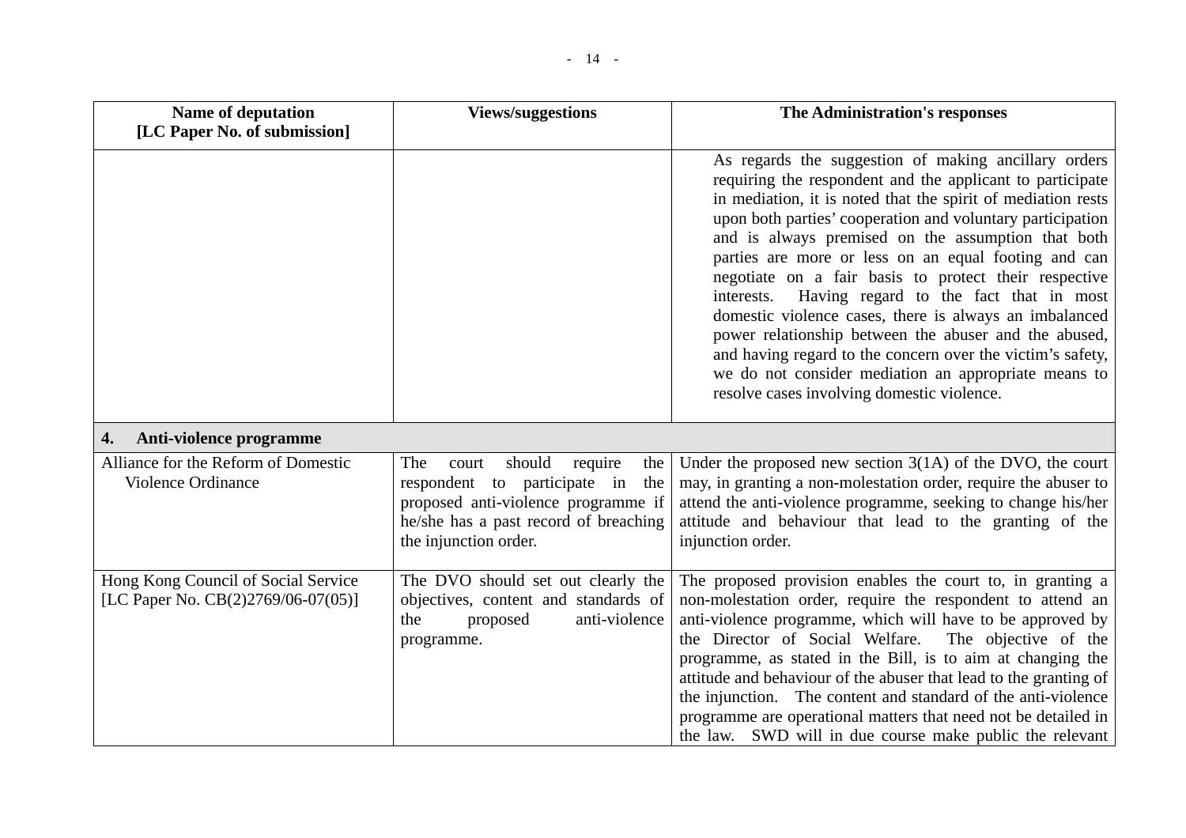| Name of deputation [LC Paper No. of submission] | Views/suggestions | The Administration's responses |
|---|---|---|
| | | As regards the suggestion of making ancillary orders requiring the respondent and the applicant to participate in mediation, it is noted that the spirit of mediation rests upon both parties' cooperation and voluntary participation and is always premised on the assumption that both parties are more or less on an equal footing and can negotiate on a fair basis to protect their respective interests. Having regard to the fact that in most domestic violence cases, there is always an imbalanced power relationship between the abuser and the abused, and having regard to the concern over the victim's safety, we do not consider mediation an appropriate means to resolve cases involving domestic violence. |
| **4. Anti-violence programme** | | |
| Alliance for the Reform of Domestic Violence Ordinance | The court should require the respondent to participate in the proposed anti-violence programme if he/she has a past record of breaching the injunction order. | Under the proposed new section 3(1A) of the DVO, the court may, in granting a non-molestation order, require the abuser to attend the anti-violence programme, seeking to change his/her attitude and behaviour that lead to the granting of the injunction order. |
| Hong Kong Council of Social Service [LC Paper No. CB(2)2769/06-07(05)] | The DVO should set out clearly the objectives, content and standards of the proposed anti-violence programme. | The proposed provision enables the court to, in granting a non-molestation order, require the respondent to attend an anti-violence programme, which will have to be approved by the Director of Social Welfare. The objective of the programme, as stated in the Bill, is to aim at changing the attitude and behaviour of the abuser that lead to the granting of the injunction. The content and standard of the anti-violence programme are operational matters that need not be detailed in the law. SWD will in due course make public the relevant |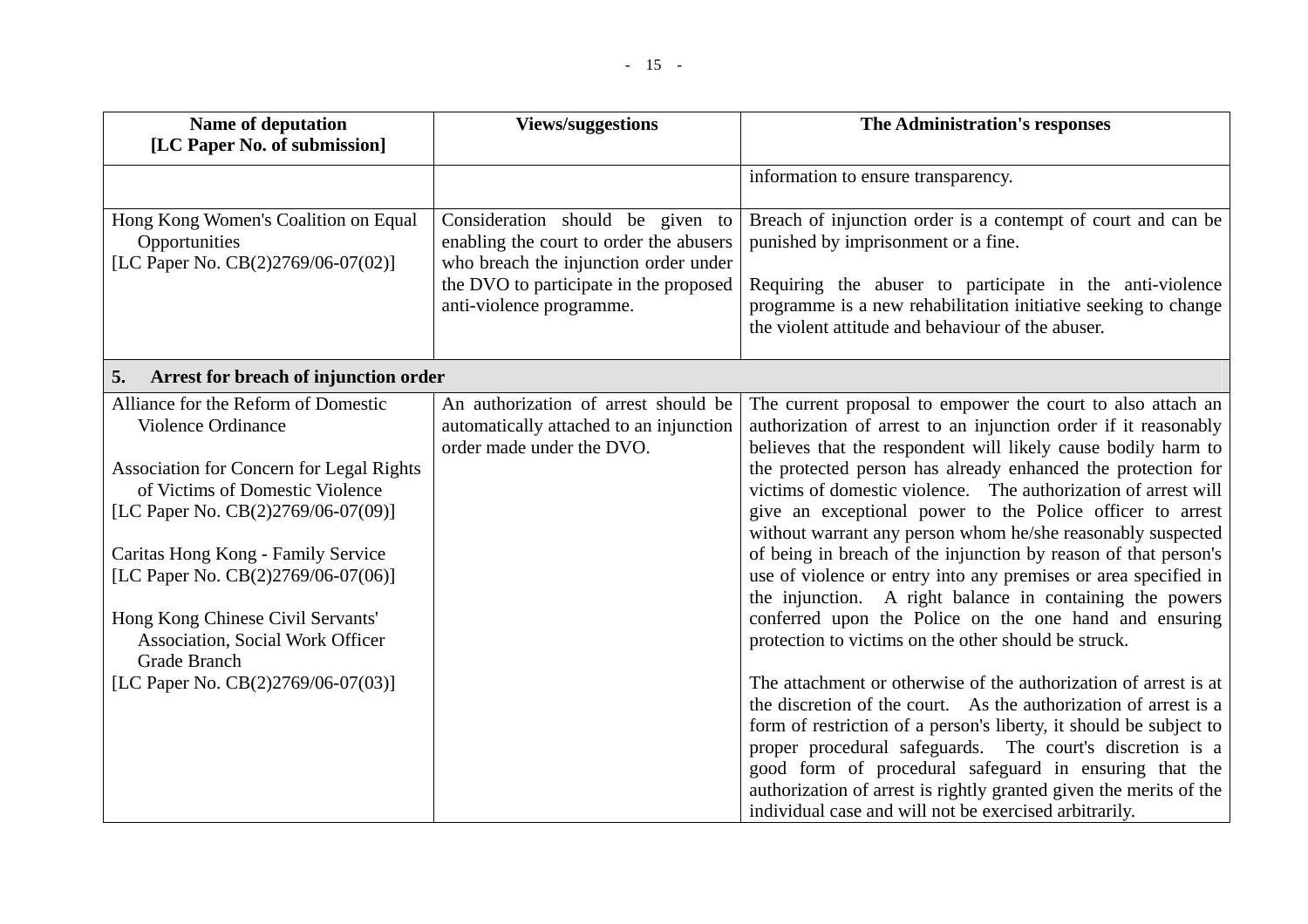| Name of deputation [LC Paper No. of submission] | Views/suggestions | The Administration's responses |
|---|---|---|
| | | information to ensure transparency. |
| Hong Kong Women's Coalition on Equal Opportunities [LC Paper No. CB(2)2769/06-07(02)] | Consideration should be given to enabling the court to order the abusers who breach the injunction order under the DVO to participate in the proposed anti-violence programme. | Breach of injunction order is a contempt of court and can be punished by imprisonment or a fine.<br><br>Requiring the abuser to participate in the anti-violence programme is a new rehabilitation initiative seeking to change the violent attitude and behaviour of the abuser. |
| **5. Arrest for breach of injunction order** | | |
| Alliance for the Reform of Domestic Violence Ordinance<br><br>Association for Concern for Legal Rights of Victims of Domestic Violence [LC Paper No. CB(2)2769/06-07(09)]<br><br>Caritas Hong Kong - Family Service [LC Paper No. CB(2)2769/06-07(06)]<br><br>Hong Kong Chinese Civil Servants' Association, Social Work Officer Grade Branch [LC Paper No. CB(2)2769/06-07(03)] | An authorization of arrest should be automatically attached to an injunction order made under the DVO. | The current proposal to empower the court to also attach an authorization of arrest to an injunction order if it reasonably believes that the respondent will likely cause bodily harm to the protected person has already enhanced the protection for victims of domestic violence. The authorization of arrest will give an exceptional power to the Police officer to arrest without warrant any person whom he/she reasonably suspected of being in breach of the injunction by reason of that person's use of violence or entry into any premises or area specified in the injunction. A right balance in containing the powers conferred upon the Police on the one hand and ensuring protection to victims on the other should be struck.<br><br>The attachment or otherwise of the authorization of arrest is at the discretion of the court. As the authorization of arrest is a form of restriction of a person's liberty, it should be subject to proper procedural safeguards. The court's discretion is a good form of procedural safeguard in ensuring that the authorization of arrest is rightly granted given the merits of the individual case and will not be exercised arbitrarily. |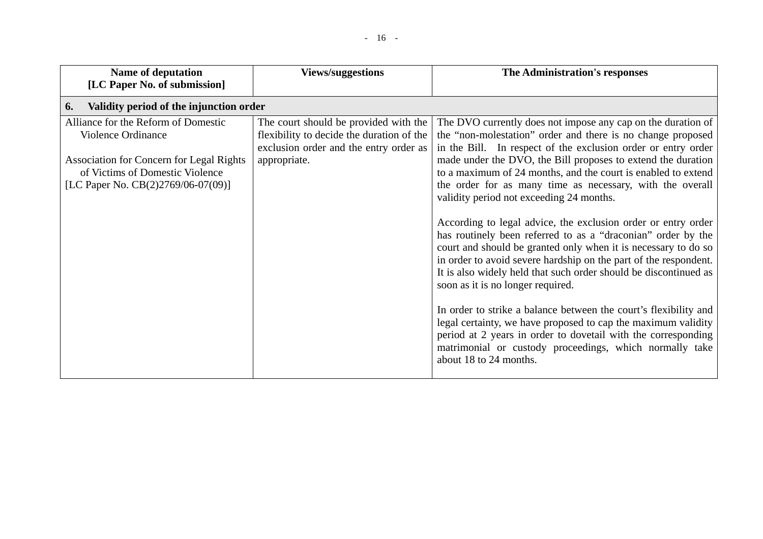| Name of deputation<br>[LC Paper No. of submission] | Views/suggestions | The Administration's responses |
|---|---|---|
| **6. Validity period of the injunction order** | | |
| Alliance for the Reform of Domestic Violence Ordinance<br><br>Association for Concern for Legal Rights of Victims of Domestic Violence<br>[LC Paper No. CB(2)2769/06-07(09)] | The court should be provided with the flexibility to decide the duration of the exclusion order and the entry order as appropriate. | The DVO currently does not impose any cap on the duration of the "non-molestation" order and there is no change proposed in the Bill. In respect of the exclusion order or entry order made under the DVO, the Bill proposes to extend the duration to a maximum of 24 months, and the court is enabled to extend the order for as many time as necessary, with the overall validity period not exceeding 24 months.<br><br>According to legal advice, the exclusion order or entry order has routinely been referred to as a "draconian" order by the court and should be granted only when it is necessary to do so in order to avoid severe hardship on the part of the respondent. It is also widely held that such order should be discontinued as soon as it is no longer required.<br><br>In order to strike a balance between the court's flexibility and legal certainty, we have proposed to cap the maximum validity period at 2 years in order to dovetail with the corresponding matrimonial or custody proceedings, which normally take about 18 to 24 months. |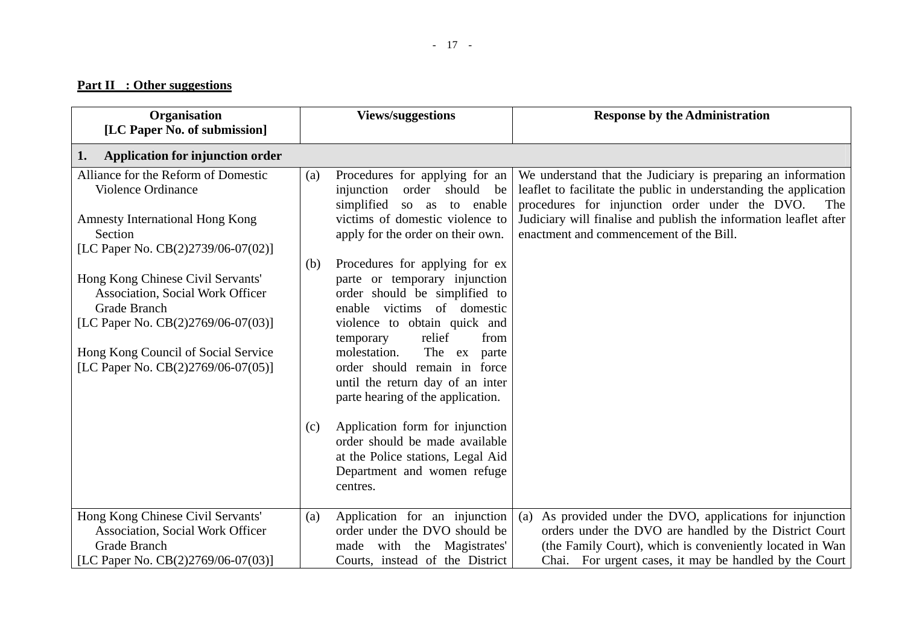**Part II : Other suggestions**

| Organisation [LC Paper No. of submission] | Views/suggestions | Response by the Administration |
|---|---|---|
| **1. Application for injunction order** | | |
| Alliance for the Reform of Domestic Violence Ordinance<br><br>Amnesty International Hong Kong Section [LC Paper No. CB(2)2739/06-07(02)]<br><br>Hong Kong Chinese Civil Servants' Association, Social Work Officer Grade Branch [LC Paper No. CB(2)2769/06-07(03)]<br><br>Hong Kong Council of Social Service [LC Paper No. CB(2)2769/06-07(05)] | (a) Procedures for applying for an injunction order should be simplified so as to enable victims of domestic violence to apply for the order on their own.<br><br>(b) Procedures for applying for ex parte or temporary injunction order should be simplified to enable victims of domestic violence to obtain quick and temporary relief from molestation. The ex parte order should remain in force until the return day of an inter parte hearing of the application.<br><br>(c) Application form for injunction order should be made available at the Police stations, Legal Aid Department and women refuge centres. | We understand that the Judiciary is preparing an information leaflet to facilitate the public in understanding the application procedures for injunction order under the DVO. The Judiciary will finalise and publish the information leaflet after enactment and commencement of the Bill. |
| Hong Kong Chinese Civil Servants' Association, Social Work Officer Grade Branch [LC Paper No. CB(2)2769/06-07(03)] | (a) Application for an injunction order under the DVO should be made with the Magistrates' Courts, instead of the District | (a) As provided under the DVO, applications for injunction orders under the DVO are handled by the District Court (the Family Court), which is conveniently located in Wan Chai. For urgent cases, it may be handled by the Court |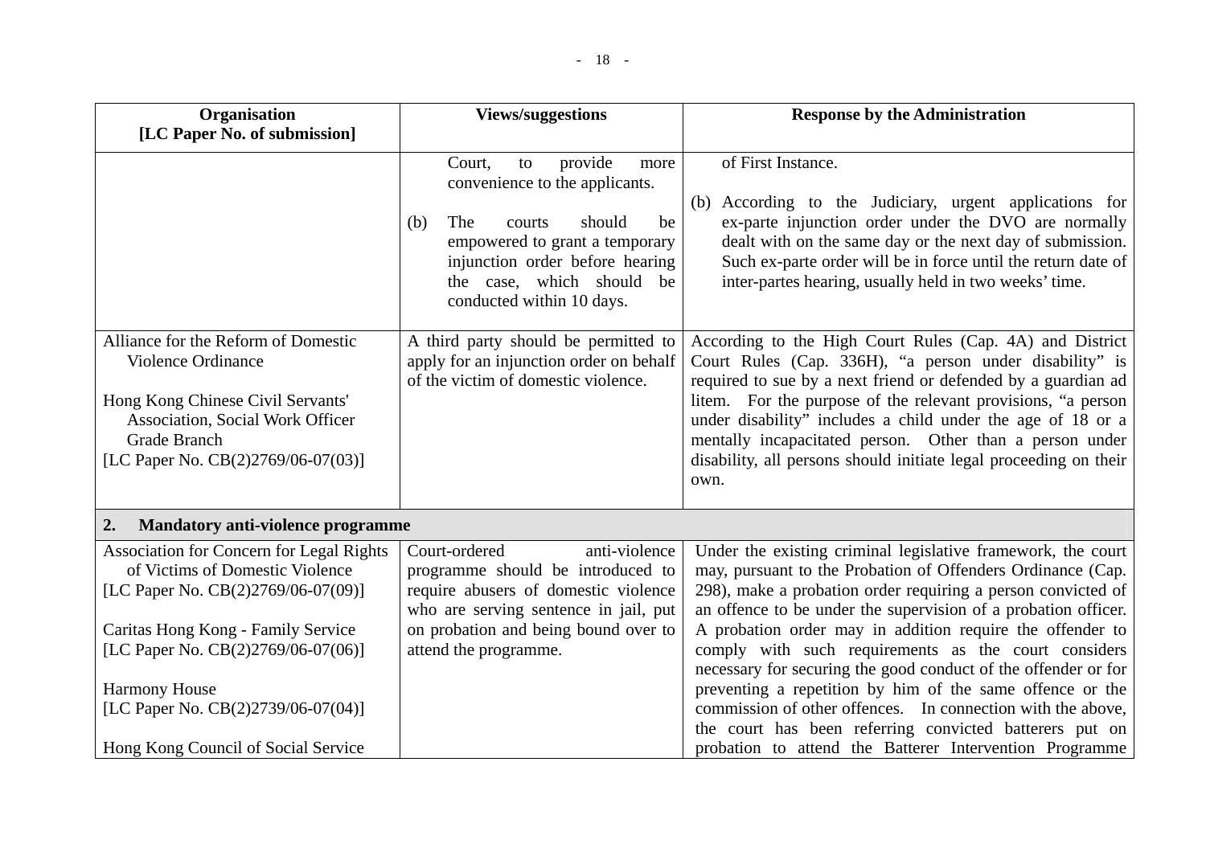| Organisation<br>[LC Paper No. of submission] | Views/suggestions | Response by the Administration |
|---|---|---|
| | Court, to provide more convenience to the applicants.<br><br>(b) The courts should be empowered to grant a temporary injunction order before hearing the case, which should be conducted within 10 days. | of First Instance.<br><br>(b) According to the Judiciary, urgent applications for ex-parte injunction order under the DVO are normally dealt with on the same day or the next day of submission. Such ex-parte order will be in force until the return date of inter-partes hearing, usually held in two weeks' time. |
| Alliance for the Reform of Domestic Violence Ordinance<br><br>Hong Kong Chinese Civil Servants' Association, Social Work Officer Grade Branch<br>[LC Paper No. CB(2)2769/06-07(03)] | A third party should be permitted to apply for an injunction order on behalf of the victim of domestic violence. | According to the High Court Rules (Cap. 4A) and District Court Rules (Cap. 336H), "a person under disability" is required to sue by a next friend or defended by a guardian ad litem. For the purpose of the relevant provisions, "a person under disability" includes a child under the age of 18 or a mentally incapacitated person. Other than a person under disability, all persons should initiate legal proceeding on their own. |
| **2. Mandatory anti-violence programme** | | |
| Association for Concern for Legal Rights of Victims of Domestic Violence<br>[LC Paper No. CB(2)2769/06-07(09)]<br><br>Caritas Hong Kong - Family Service<br>[LC Paper No. CB(2)2769/06-07(06)]<br><br>Harmony House<br>[LC Paper No. CB(2)2739/06-07(04)]<br><br>Hong Kong Council of Social Service | Court-ordered anti-violence programme should be introduced to require abusers of domestic violence who are serving sentence in jail, put on probation and being bound over to attend the programme. | Under the existing criminal legislative framework, the court may, pursuant to the Probation of Offenders Ordinance (Cap. 298), make a probation order requiring a person convicted of an offence to be under the supervision of a probation officer. A probation order may in addition require the offender to comply with such requirements as the court considers necessary for securing the good conduct of the offender or for preventing a repetition by him of the same offence or the commission of other offences. In connection with the above, the court has been referring convicted batterers put on probation to attend the Batterer Intervention Programme |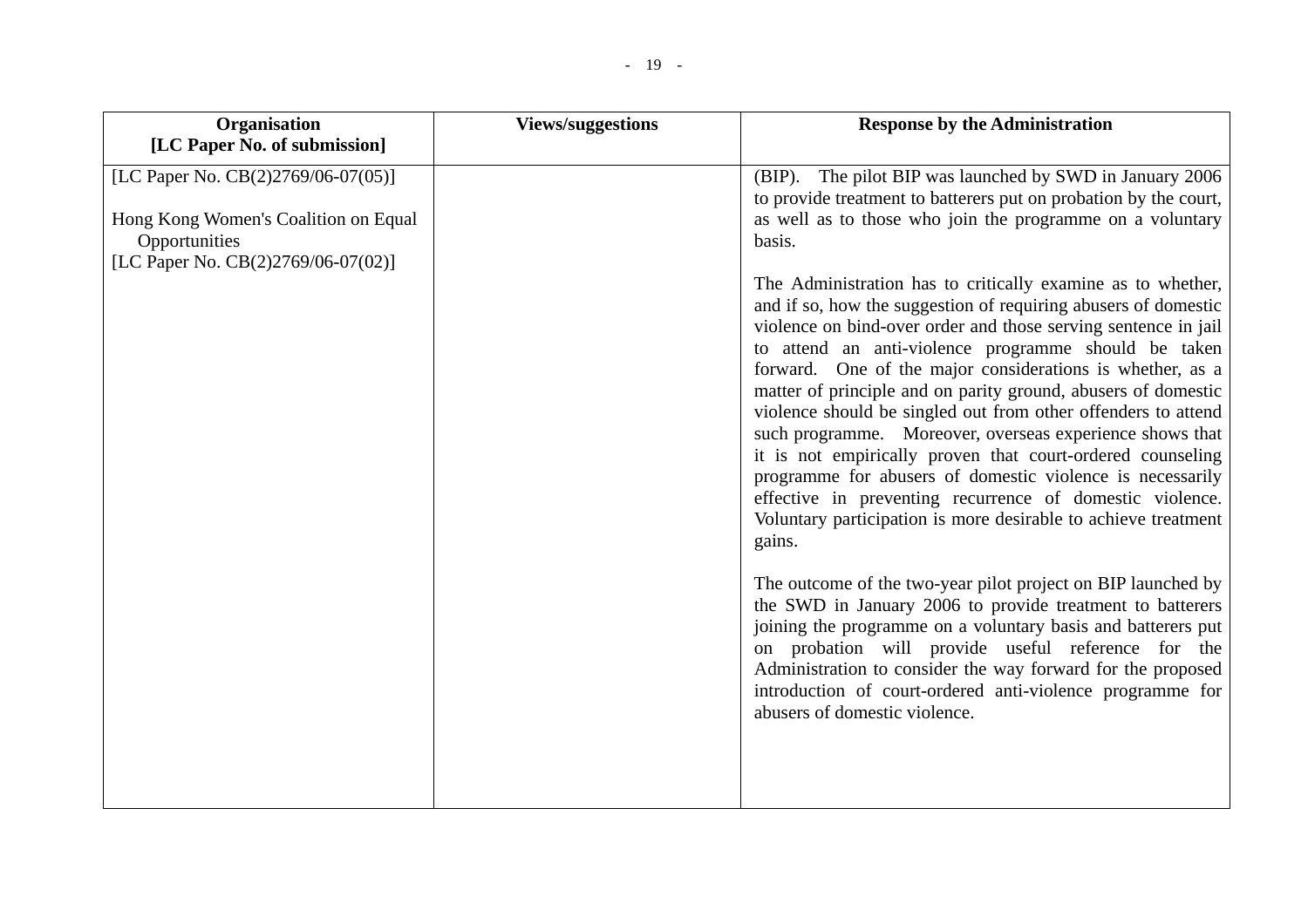| Organisation [LC Paper No. of submission] | Views/suggestions | Response by the Administration |
|---|---|---|
| [LC Paper No. CB(2)2769/06-07(05)]<br><br>Hong Kong Women's Coalition on Equal Opportunities<br>[LC Paper No. CB(2)2769/06-07(02)] | | (BIP). The pilot BIP was launched by SWD in January 2006 to provide treatment to batterers put on probation by the court, as well as to those who join the programme on a voluntary basis.<br><br>The Administration has to critically examine as to whether, and if so, how the suggestion of requiring abusers of domestic violence on bind-over order and those serving sentence in jail to attend an anti-violence programme should be taken forward. One of the major considerations is whether, as a matter of principle and on parity ground, abusers of domestic violence should be singled out from other offenders to attend such programme. Moreover, overseas experience shows that it is not empirically proven that court-ordered counseling programme for abusers of domestic violence is necessarily effective in preventing recurrence of domestic violence. Voluntary participation is more desirable to achieve treatment gains.<br><br>The outcome of the two-year pilot project on BIP launched by the SWD in January 2006 to provide treatment to batterers joining the programme on a voluntary basis and batterers put on probation will provide useful reference for the Administration to consider the way forward for the proposed introduction of court-ordered anti-violence programme for abusers of domestic violence. |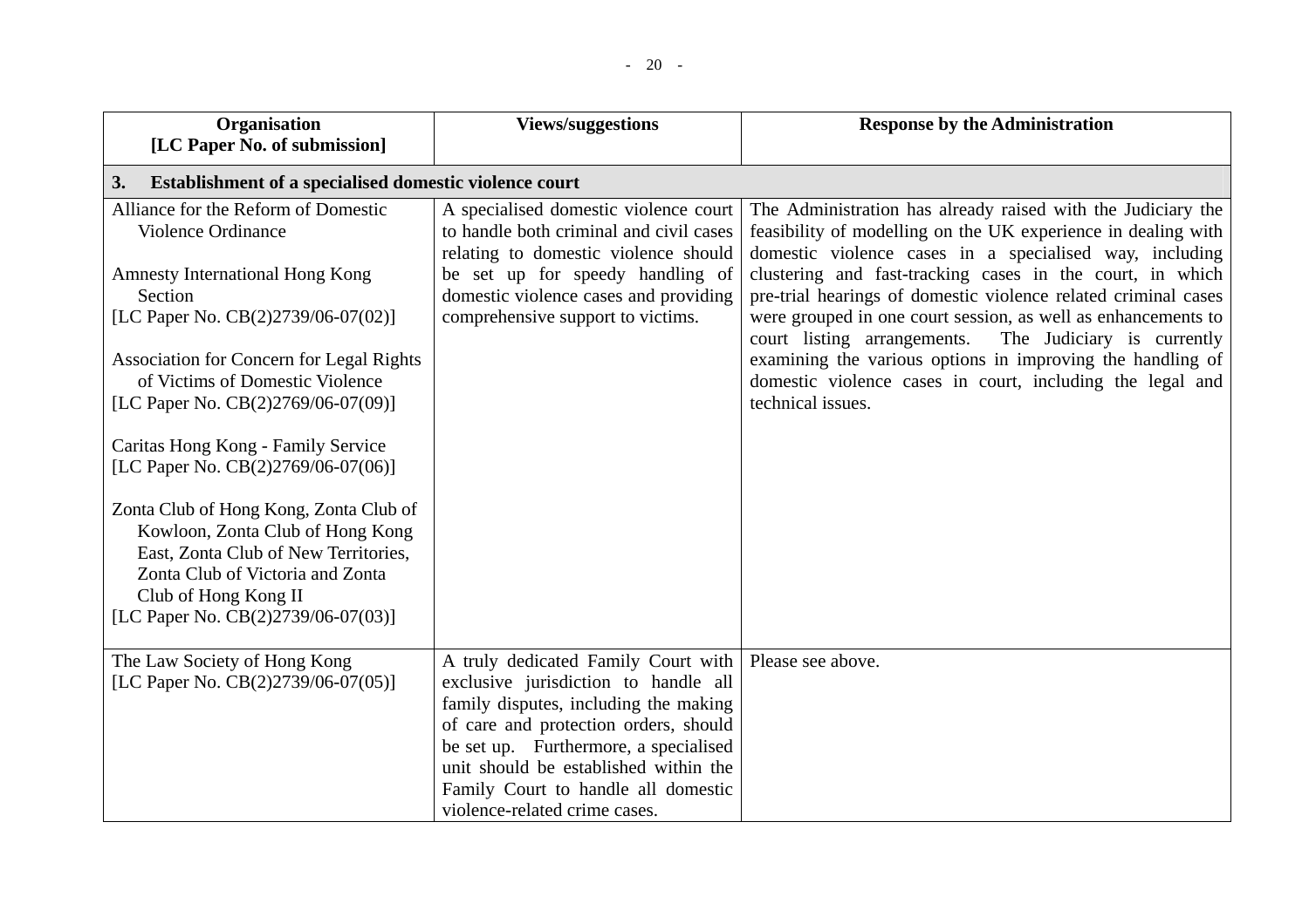| Organisation [LC Paper No. of submission] | Views/suggestions | Response by the Administration |
|---|---|---|
| **3. Establishment of a specialised domestic violence court** | | |
| Alliance for the Reform of Domestic Violence Ordinance<br><br>Amnesty International Hong Kong Section [LC Paper No. CB(2)2739/06-07(02)]<br><br>Association for Concern for Legal Rights of Victims of Domestic Violence [LC Paper No. CB(2)2769/06-07(09)]<br><br>Caritas Hong Kong - Family Service [LC Paper No. CB(2)2769/06-07(06)]<br><br>Zonta Club of Hong Kong, Zonta Club of Kowloon, Zonta Club of Hong Kong East, Zonta Club of New Territories, Zonta Club of Victoria and Zonta Club of Hong Kong II [LC Paper No. CB(2)2739/06-07(03)] | A specialised domestic violence court to handle both criminal and civil cases relating to domestic violence should be set up for speedy handling of domestic violence cases and providing comprehensive support to victims. | The Administration has already raised with the Judiciary the feasibility of modelling on the UK experience in dealing with domestic violence cases in a specialised way, including clustering and fast-tracking cases in the court, in which pre-trial hearings of domestic violence related criminal cases were grouped in one court session, as well as enhancements to court listing arrangements. The Judiciary is currently examining the various options in improving the handling of domestic violence cases in court, including the legal and technical issues. |
| The Law Society of Hong Kong [LC Paper No. CB(2)2739/06-07(05)] | A truly dedicated Family Court with exclusive jurisdiction to handle all family disputes, including the making of care and protection orders, should be set up. Furthermore, a specialised unit should be established within the Family Court to handle all domestic violence-related crime cases. | Please see above. |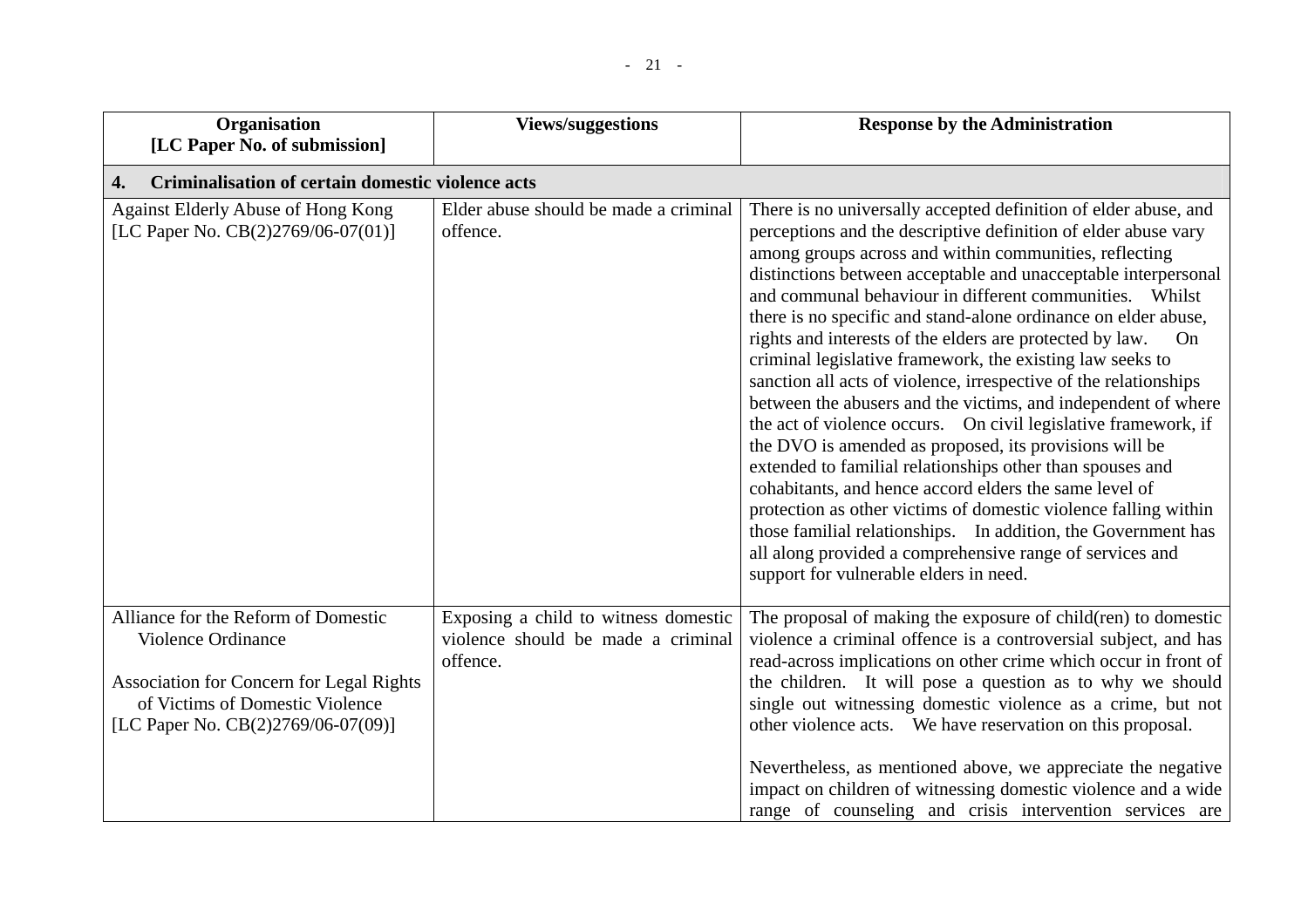| Organisation [LC Paper No. of submission] | Views/suggestions | Response by the Administration |
|---|---|---|
| **4. Criminalisation of certain domestic violence acts** | | |
| Against Elderly Abuse of Hong Kong [LC Paper No. CB(2)2769/06-07(01)] | Elder abuse should be made a criminal offence. | There is no universally accepted definition of elder abuse, and perceptions and the descriptive definition of elder abuse vary among groups across and within communities, reflecting distinctions between acceptable and unacceptable interpersonal and communal behaviour in different communities. Whilst there is no specific and stand-alone ordinance on elder abuse, rights and interests of the elders are protected by law. On criminal legislative framework, the existing law seeks to sanction all acts of violence, irrespective of the relationships between the abusers and the victims, and independent of where the act of violence occurs. On civil legislative framework, if the DVO is amended as proposed, its provisions will be extended to familial relationships other than spouses and cohabitants, and hence accord elders the same level of protection as other victims of domestic violence falling within those familial relationships. In addition, the Government has all along provided a comprehensive range of services and support for vulnerable elders in need. |
| Alliance for the Reform of Domestic Violence Ordinance<br><br>Association for Concern for Legal Rights of Victims of Domestic Violence [LC Paper No. CB(2)2769/06-07(09)] | Exposing a child to witness domestic violence should be made a criminal offence. | The proposal of making the exposure of child(ren) to domestic violence a criminal offence is a controversial subject, and has read-across implications on other crime which occur in front of the children. It will pose a question as to why we should single out witnessing domestic violence as a crime, but not other violence acts. We have reservation on this proposal.<br><br>Nevertheless, as mentioned above, we appreciate the negative impact on children of witnessing domestic violence and a wide range of counseling and crisis intervention services are |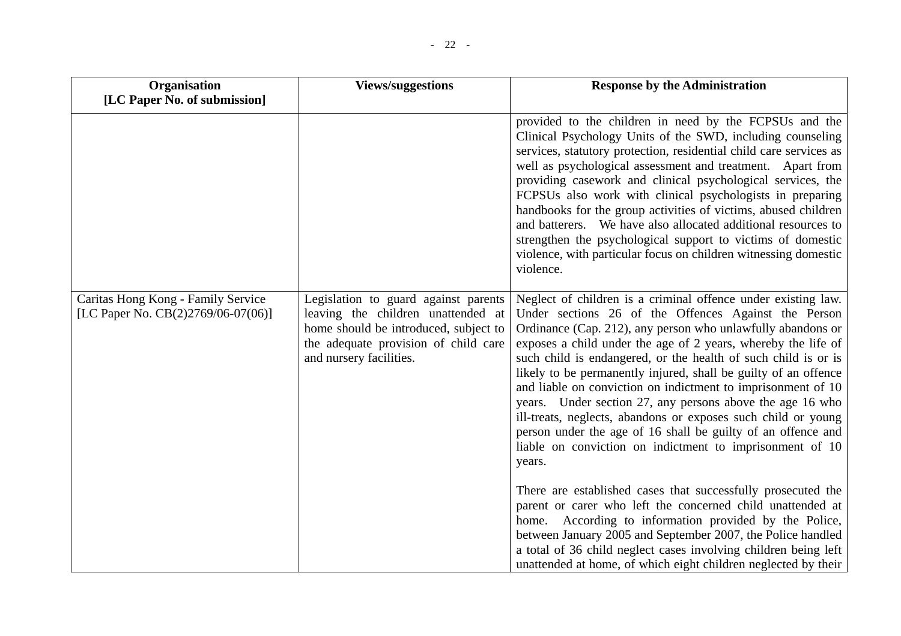| Organisation [LC Paper No. of submission] | Views/suggestions | Response by the Administration |
|---|---|---|
| | | provided to the children in need by the FCPSUs and the Clinical Psychology Units of the SWD, including counseling services, statutory protection, residential child care services as well as psychological assessment and treatment. Apart from providing casework and clinical psychological services, the FCPSUs also work with clinical psychologists in preparing handbooks for the group activities of victims, abused children and batterers. We have also allocated additional resources to strengthen the psychological support to victims of domestic violence, with particular focus on children witnessing domestic violence. |
| Caritas Hong Kong - Family Service [LC Paper No. CB(2)2769/06-07(06)] | Legislation to guard against parents leaving the children unattended at home should be introduced, subject to the adequate provision of child care and nursery facilities. | Neglect of children is a criminal offence under existing law. Under sections 26 of the Offences Against the Person Ordinance (Cap. 212), any person who unlawfully abandons or exposes a child under the age of 2 years, whereby the life of such child is endangered, or the health of such child is or is likely to be permanently injured, shall be guilty of an offence and liable on conviction on indictment to imprisonment of 10 years. Under section 27, any persons above the age 16 who ill-treats, neglects, abandons or exposes such child or young person under the age of 16 shall be guilty of an offence and liable on conviction on indictment to imprisonment of 10 years.<br><br>There are established cases that successfully prosecuted the parent or carer who left the concerned child unattended at home. According to information provided by the Police, between January 2005 and September 2007, the Police handled a total of 36 child neglect cases involving children being left unattended at home, of which eight children neglected by their |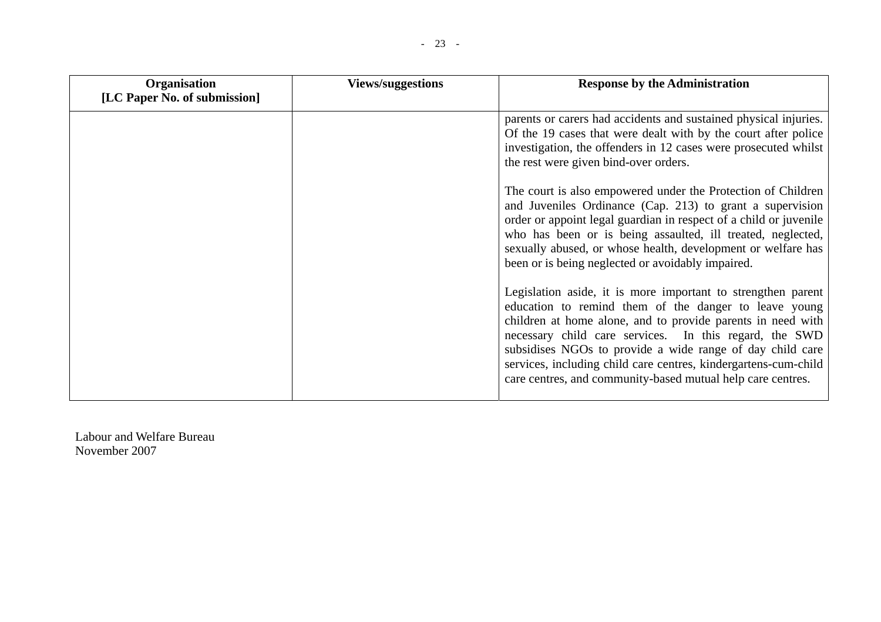| Organisation [LC Paper No. of submission] | Views/suggestions | Response by the Administration |
| --- | --- | --- |
| | | parents or carers had accidents and sustained physical injuries. Of the 19 cases that were dealt with by the court after police investigation, the offenders in 12 cases were prosecuted whilst the rest were given bind-over orders.<br><br>The court is also empowered under the Protection of Children and Juveniles Ordinance (Cap. 213) to grant a supervision order or appoint legal guardian in respect of a child or juvenile who has been or is being assaulted, ill treated, neglected, sexually abused, or whose health, development or welfare has been or is being neglected or avoidably impaired.<br><br>Legislation aside, it is more important to strengthen parent education to remind them of the danger to leave young children at home alone, and to provide parents in need with necessary child care services. In this regard, the SWD subsidises NGOs to provide a wide range of day child care services, including child care centres, kindergartens-cum-child care centres, and community-based mutual help care centres. |

Labour and Welfare Bureau
November 2007